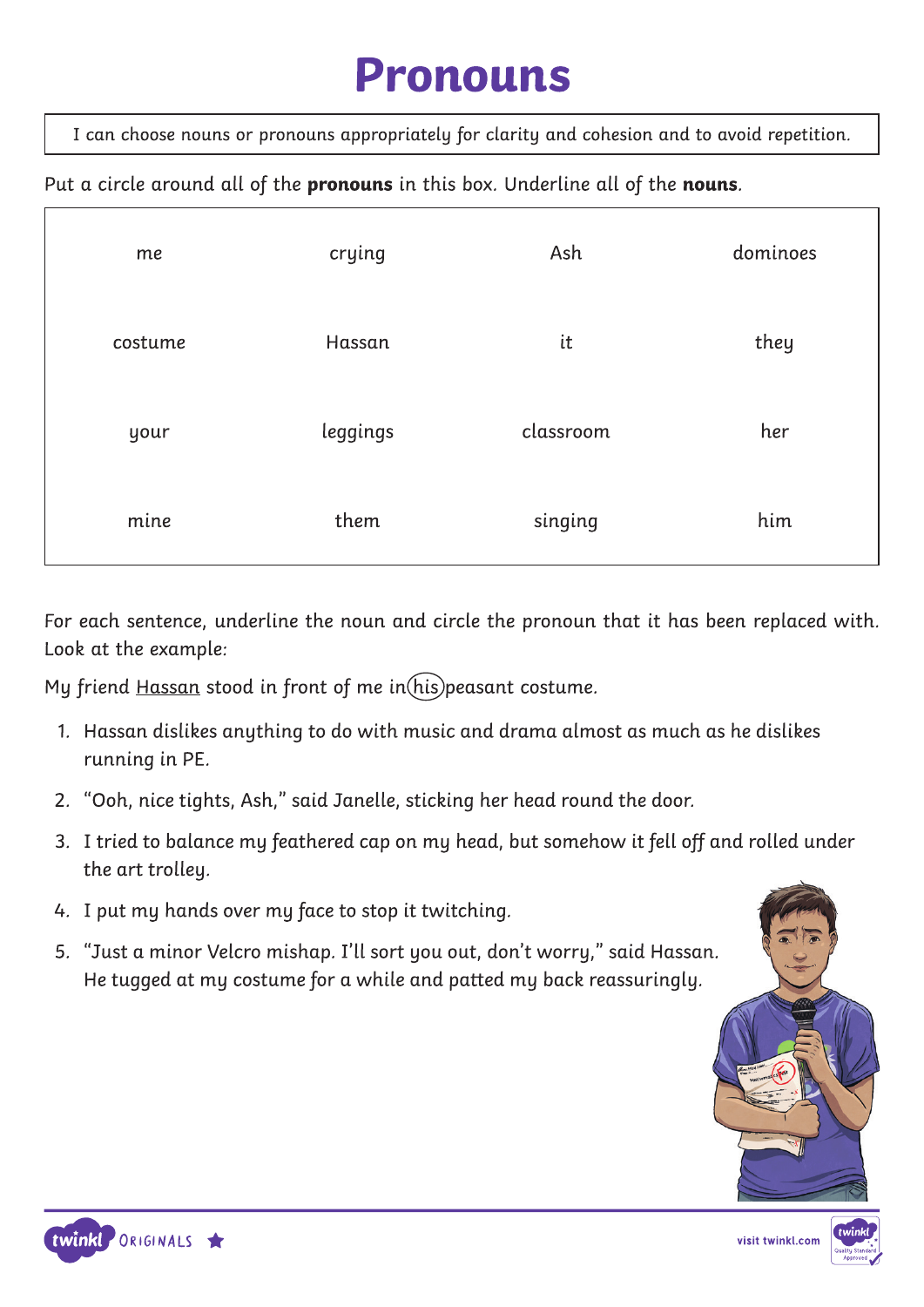# Pronouns

I can choose nouns or pronouns appropriately for clarity and cohesion and to avoid repetition.

Put a circle around all of the **pronouns** in this box. Underline all of the **nouns**.

| | | | |
|---|---|---|---|
| me | crying | Ash | dominoes |
| costume | Hassan | it | they |
| your | leggings | classroom | her |
| mine | them | singing | him |

For each sentence, underline the noun and circle the pronoun that it has been replaced with. Look at the example:

My friend <u>Hassan</u> stood in front of me in (his) peasant costume.

1. Hassan dislikes anything to do with music and drama almost as much as he dislikes running in PE.
2. "Ooh, nice tights, Ash," said Janelle, sticking her head round the door.
3. I tried to balance my feathered cap on my head, but somehow it fell off and rolled under the art trolley.
4. I put my hands over my face to stop it twitching.
5. "Just a minor Velcro mishap. I'll sort you out, don't worry," said Hassan. He tugged at my costume for a while and patted my back reassuringly.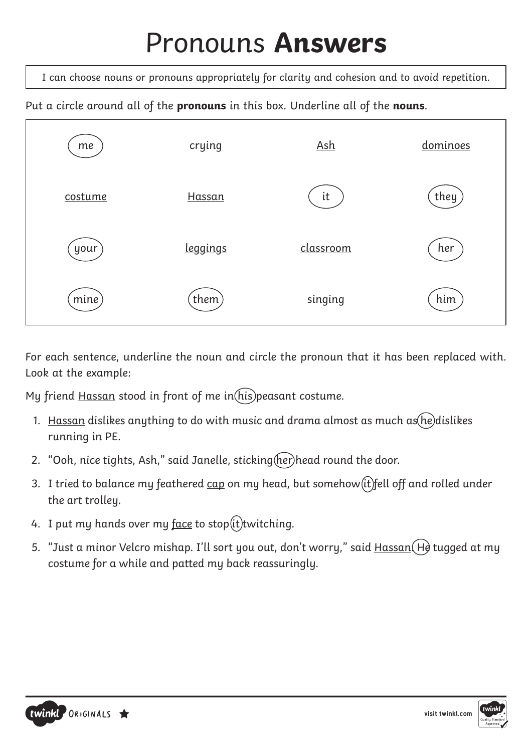# Pronouns **Answers**

I can choose nouns or pronouns appropriately for clarity and cohesion and to avoid repetition.

Put a circle around all of the **pronouns** in this box. Underline all of the **nouns**.

| | | | |
|---|---|---|---|
| (me) | crying | <u>Ash</u> | <u>dominoes</u> |
| <u>costume</u> | <u>Hassan</u> | (it) | (they) |
| (your) | <u>leggings</u> | <u>classroom</u> | (her) |
| (mine) | (them) | singing | (him) |

For each sentence, underline the noun and circle the pronoun that it has been replaced with. Look at the example:

My friend <u>Hassan</u> stood in front of me in (his) peasant costume.

1. <u>Hassan</u> dislikes anything to do with music and drama almost as much as (he) dislikes running in PE.
2. "Ooh, nice tights, Ash," said <u>Janelle</u>, sticking (her) head round the door.
3. I tried to balance my feathered <u>cap</u> on my head, but somehow (it) fell off and rolled under the art trolley.
4. I put my hands over my <u>face</u> to stop (it) twitching.
5. "Just a minor Velcro mishap. I'll sort you out, don't worry," said <u>Hassan</u>. (He) tugged at my costume for a while and patted my back reassuringly.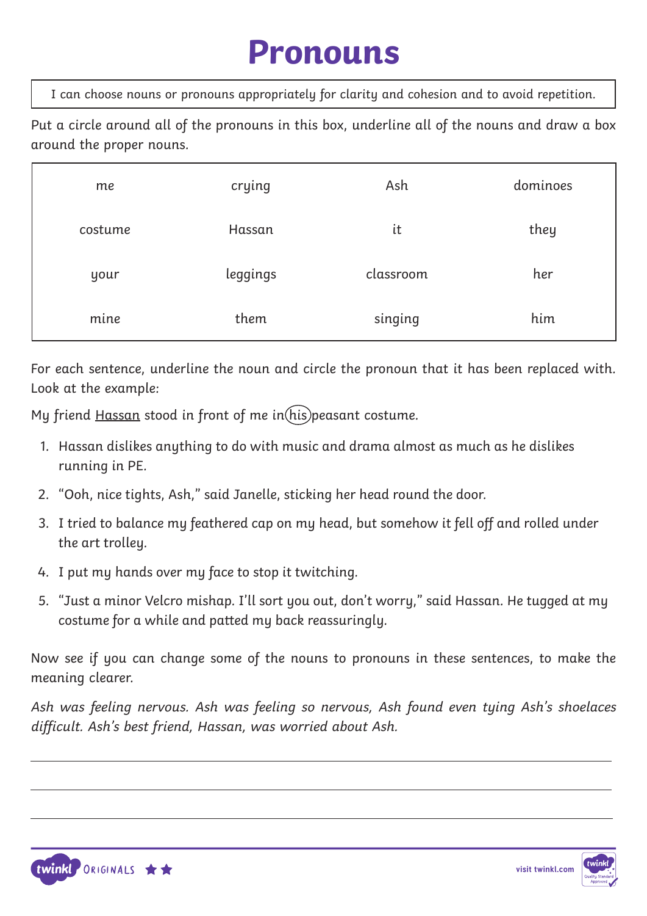// Pronouns worksheet transcription
# Pronouns

I can choose nouns or pronouns appropriately for clarity and cohesion and to avoid repetition.

Put a circle around all of the pronouns in this box, underline all of the nouns and draw a box around the proper nouns.

| | | | |
|---|---|---|---|
| me | crying | Ash | dominoes |
| costume | Hassan | it | they |
| your | leggings | classroom | her |
| mine | them | singing | him |

For each sentence, underline the noun and circle the pronoun that it has been replaced with. Look at the example:

My friend Hassan stood in front of me in (his) peasant costume.

1. Hassan dislikes anything to do with music and drama almost as much as he dislikes running in PE.
2. "Ooh, nice tights, Ash," said Janelle, sticking her head round the door.
3. I tried to balance my feathered cap on my head, but somehow it fell off and rolled under the art trolley.
4. I put my hands over my face to stop it twitching.
5. "Just a minor Velcro mishap. I'll sort you out, don't worry," said Hassan. He tugged at my costume for a while and patted my back reassuringly.

Now see if you can change some of the nouns to pronouns in these sentences, to make the meaning clearer.

*Ash was feeling nervous. Ash was feeling so nervous, Ash found even tying Ash's shoelaces difficult. Ash's best friend, Hassan, was worried about Ash.*

______________________________________________

______________________________________________

______________________________________________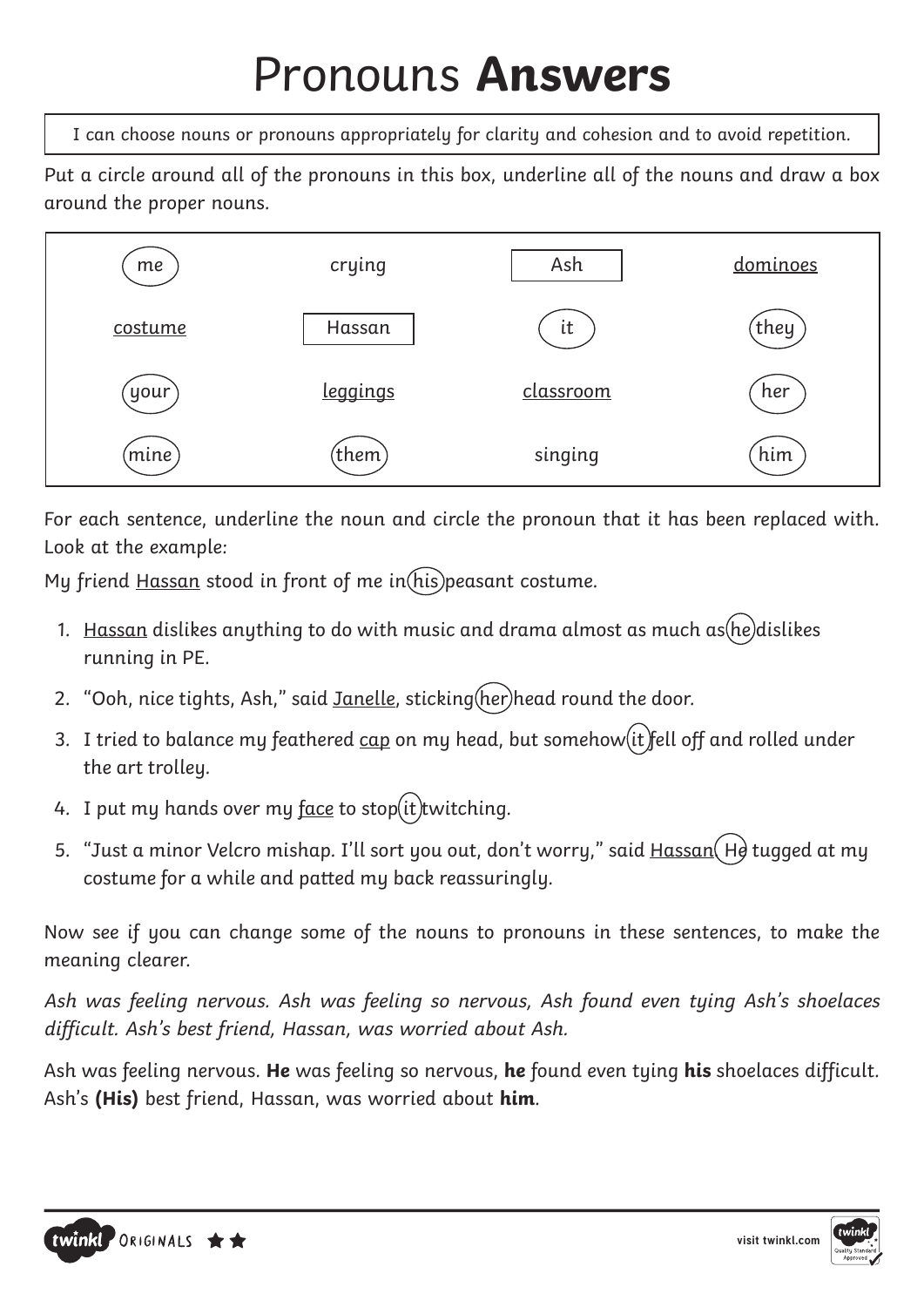# Pronouns **Answers**

I can choose nouns or pronouns appropriately for clarity and cohesion and to avoid repetition.

Put a circle around all of the pronouns in this box, underline all of the nouns and draw a box around the proper nouns.

| | | | |
|---|---|---|---|
| (me) | crying | [Ash] | <u>dominoes</u> |
| <u>costume</u> | [Hassan] | (it) | (they) |
| (your) | <u>leggings</u> | <u>classroom</u> | (her) |
| (mine) | (them) | singing | (him) |

For each sentence, underline the noun and circle the pronoun that it has been replaced with. Look at the example:

My friend <u>Hassan</u> stood in front of me in (his) peasant costume.

1. <u>Hassan</u> dislikes anything to do with music and drama almost as much as (he) dislikes running in PE.
2. "Ooh, nice tights, Ash," said <u>Janelle</u>, sticking (her) head round the door.
3. I tried to balance my feathered <u>cap</u> on my head, but somehow (it) fell off and rolled under the art trolley.
4. I put my hands over my <u>face</u> to stop (it) twitching.
5. "Just a minor Velcro mishap. I'll sort you out, don't worry," said <u>Hassan</u>. (He) tugged at my costume for a while and patted my back reassuringly.

Now see if you can change some of the nouns to pronouns in these sentences, to make the meaning clearer.

*Ash was feeling nervous. Ash was feeling so nervous, Ash found even tying Ash's shoelaces difficult. Ash's best friend, Hassan, was worried about Ash.*

Ash was feeling nervous. **He** was feeling so nervous, **he** found even tying **his** shoelaces difficult. Ash's **(His)** best friend, Hassan, was worried about **him**.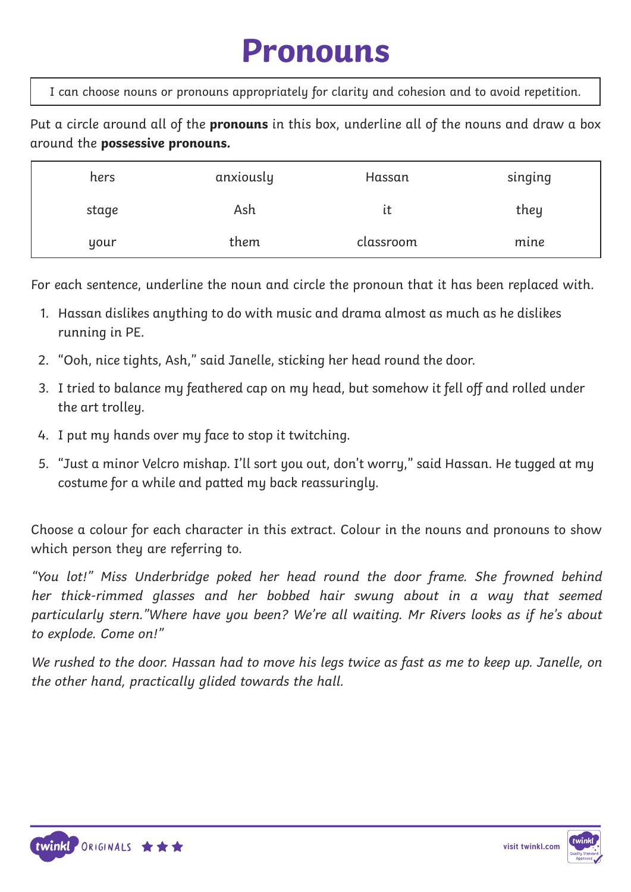# Pronouns

I can choose nouns or pronouns appropriately for clarity and cohesion and to avoid repetition.

Put a circle around all of the **pronouns** in this box, underline all of the nouns and draw a box around the **possessive pronouns.**

| hers | anxiously | Hassan | singing |
|---|---|---|---|
| stage | Ash | it | they |
| your | them | classroom | mine |

For each sentence, underline the noun and circle the pronoun that it has been replaced with.

1. Hassan dislikes anything to do with music and drama almost as much as he dislikes running in PE.
2. "Ooh, nice tights, Ash," said Janelle, sticking her head round the door.
3. I tried to balance my feathered cap on my head, but somehow it fell off and rolled under the art trolley.
4. I put my hands over my face to stop it twitching.
5. "Just a minor Velcro mishap. I'll sort you out, don't worry," said Hassan. He tugged at my costume for a while and patted my back reassuringly.

Choose a colour for each character in this extract. Colour in the nouns and pronouns to show which person they are referring to.

*"You lot!" Miss Underbridge poked her head round the door frame. She frowned behind her thick-rimmed glasses and her bobbed hair swung about in a way that seemed particularly stern."Where have you been? We're all waiting. Mr Rivers looks as if he's about to explode. Come on!"*

*We rushed to the door. Hassan had to move his legs twice as fast as me to keep up. Janelle, on the other hand, practically glided towards the hall.*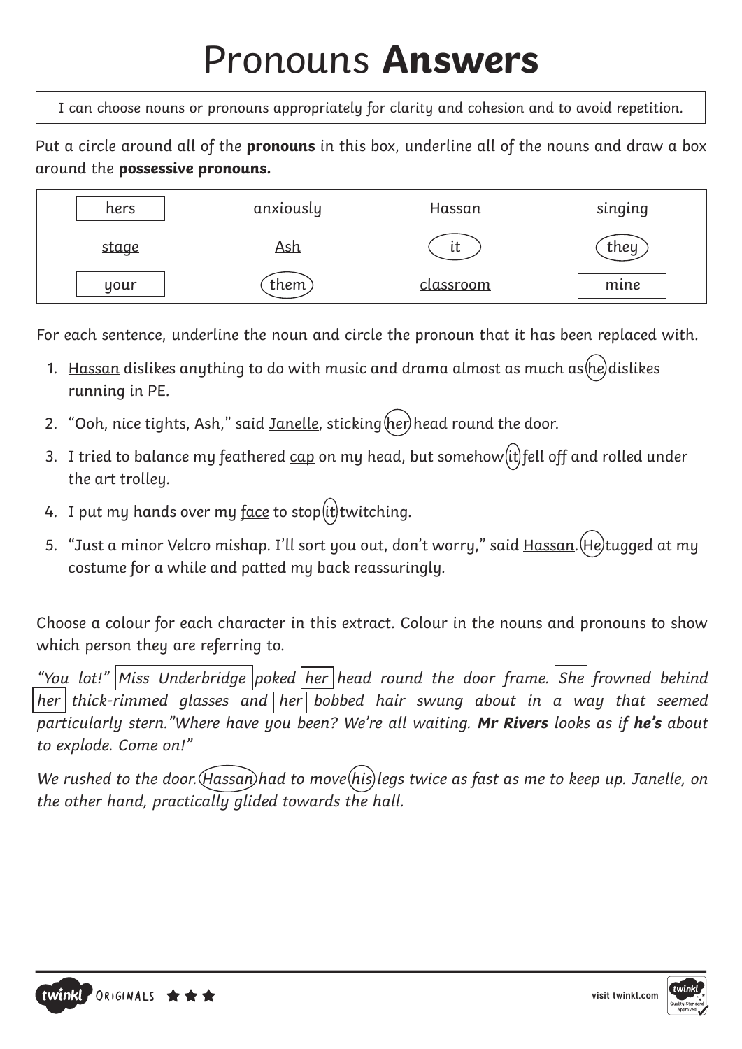# Pronouns **Answers**

I can choose nouns or pronouns appropriately for clarity and cohesion and to avoid repetition.

Put a circle around all of the **pronouns** in this box, underline all of the nouns and draw a box around the **possessive pronouns.**

| | | | |
|---|---|---|---|
| [hers] | anxiously | <u>Hassan</u> | singing |
| <u>stage</u> | <u>Ash</u> | (it) | (they) |
| [your] | (them) | <u>classroom</u> | [mine] |

For each sentence, underline the noun and circle the pronoun that it has been replaced with.

1. <u>Hassan</u> dislikes anything to do with music and drama almost as much as (he) dislikes running in PE.
2. "Ooh, nice tights, Ash," said <u>Janelle</u>, sticking (her) head round the door.
3. I tried to balance my feathered <u>cap</u> on my head, but somehow (it) fell off and rolled under the art trolley.
4. I put my hands over my <u>face</u> to stop (it) twitching.
5. "Just a minor Velcro mishap. I'll sort you out, don't worry," said <u>Hassan</u>. (He) tugged at my costume for a while and patted my back reassuringly.

Choose a colour for each character in this extract. Colour in the nouns and pronouns to show which person they are referring to.

*"You lot!" [Miss Underbridge] poked [her] head round the door frame. [She] frowned behind [her] thick-rimmed glasses and [her] bobbed hair swung about in a way that seemed particularly stern."Where have you been? We're all waiting.* ***Mr Rivers*** *looks as if* ***he's*** *about to explode. Come on!"*

*We rushed to the door. (Hassan) had to move (his) legs twice as fast as me to keep up. Janelle, on the other hand, practically glided towards the hall.*